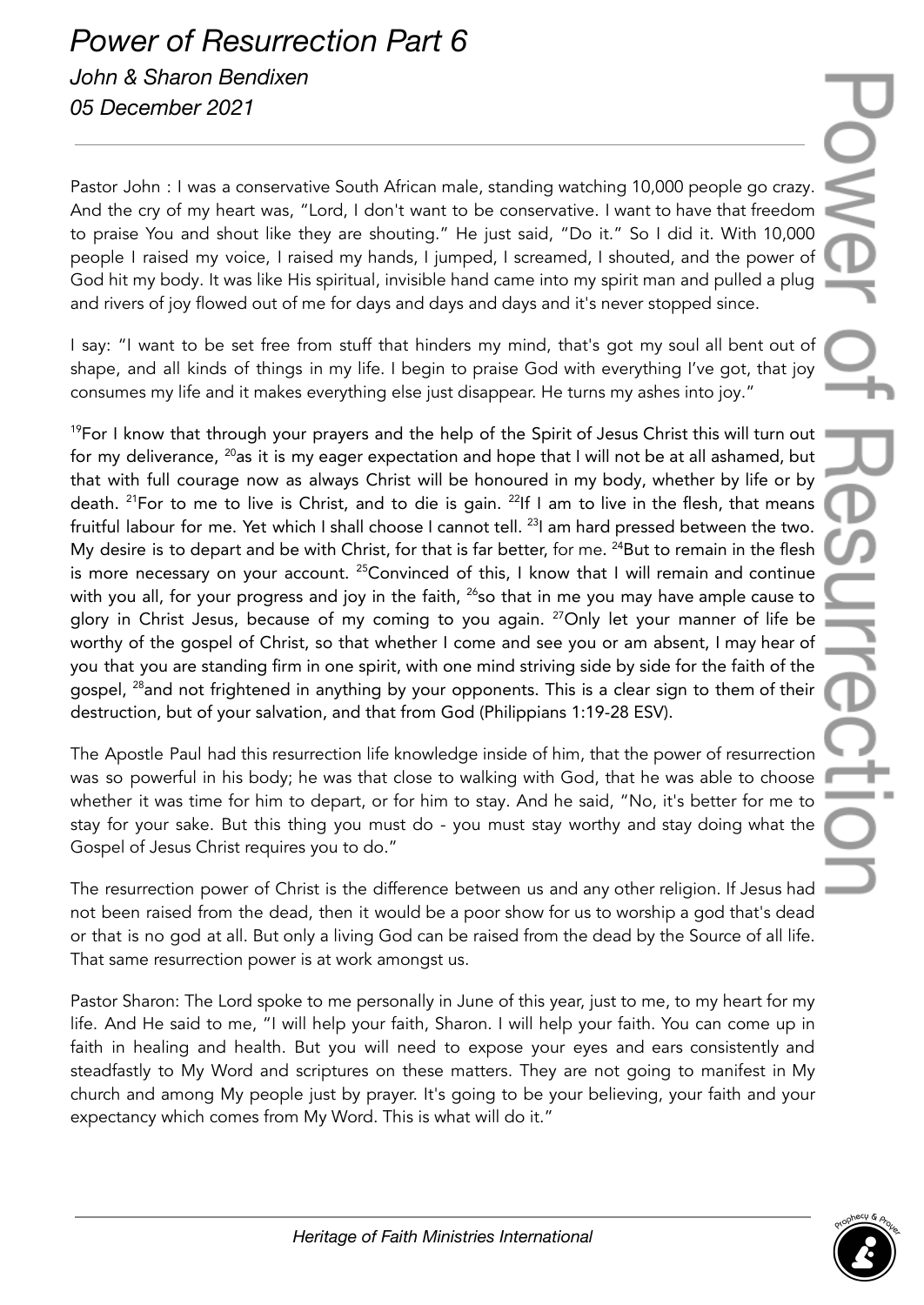# Power of Resurrection Part 6

*John & Sharon Bendixen*

*05 December 2021*

---

Pastor John : I was a conservative South African male, standing watching 10,000 people go crazy. And the cry of my heart was, "Lord, I don't want to be conservative. I want to have that freedom to praise You and shout like they are shouting." He just said, "Do it." So I did it. With 10,000 people I raised my voice, I raised my hands, I jumped, I screamed, I shouted, and the power of God hit my body. It was like His spiritual, invisible hand came into my spirit man and pulled a plug and rivers of joy flowed out of me for days and days and days and it's never stopped since.

I say: "I want to be set free from stuff that hinders my mind, that's got my soul all bent out of shape, and all kinds of things in my life. I begin to praise God with everything I've got, that joy consumes my life and it makes everything else just disappear. He turns my ashes into joy."

[19]For I know that through your prayers and the help of the Spirit of Jesus Christ this will turn out for my deliverance, [20]as it is my eager expectation and hope that I will not be at all ashamed, but that with full courage now as always Christ will be honoured in my body, whether by life or by death. [21]For to me to live is Christ, and to die is gain. [22]If I am to live in the flesh, that means fruitful labour for me. Yet which I shall choose I cannot tell. [23]I am hard pressed between the two. My desire is to depart and be with Christ, for that is far better, for me. [24]But to remain in the flesh is more necessary on your account. [25]Convinced of this, I know that I will remain and continue with you all, for your progress and joy in the faith, [26]so that in me you may have ample cause to glory in Christ Jesus, because of my coming to you again. [27]Only let your manner of life be worthy of the gospel of Christ, so that whether I come and see you or am absent, I may hear of you that you are standing firm in one spirit, with one mind striving side by side for the faith of the gospel, [28]and not frightened in anything by your opponents. This is a clear sign to them of their destruction, but of your salvation, and that from God (Philippians 1:19-28 ESV).

The Apostle Paul had this resurrection life knowledge inside of him, that the power of resurrection was so powerful in his body; he was that close to walking with God, that he was able to choose whether it was time for him to depart, or for him to stay. And he said, "No, it's better for me to stay for your sake. But this thing you must do - you must stay worthy and stay doing what the Gospel of Jesus Christ requires you to do."

The resurrection power of Christ is the difference between us and any other religion. If Jesus had not been raised from the dead, then it would be a poor show for us to worship a god that's dead or that is no god at all. But only a living God can be raised from the dead by the Source of all life. That same resurrection power is at work amongst us.

Pastor Sharon: The Lord spoke to me personally in June of this year, just to me, to my heart for my life. And He said to me, "I will help your faith, Sharon. I will help your faith. You can come up in faith in healing and health. But you will need to expose your eyes and ears consistently and steadfastly to My Word and scriptures on these matters. They are not going to manifest in My church and among My people just by prayer. It's going to be your believing, your faith and your expectancy which comes from My Word. This is what will do it."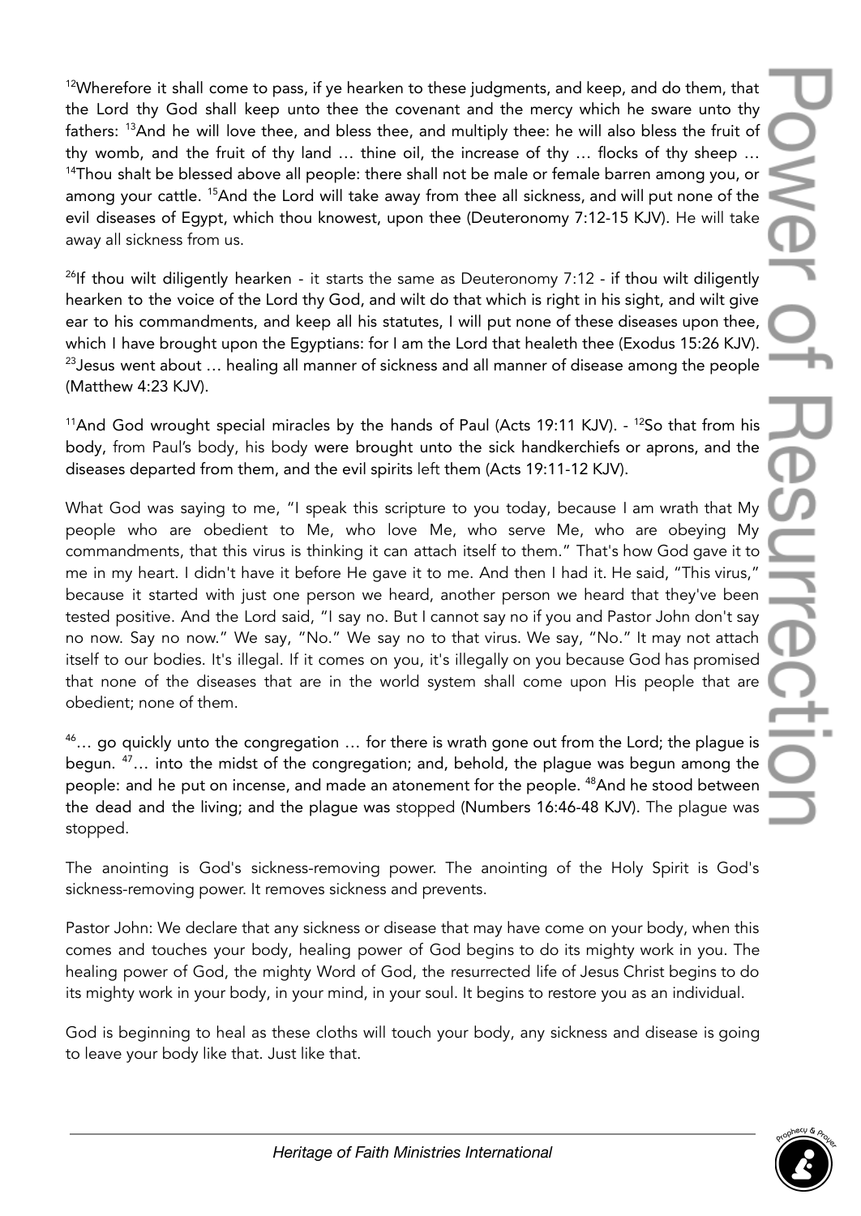[12]Wherefore it shall come to pass, if ye hearken to these judgments, and keep, and do them, that the Lord thy God shall keep unto thee the covenant and the mercy which he sware unto thy fathers: [13]And he will love thee, and bless thee, and multiply thee: he will also bless the fruit of thy womb, and the fruit of thy land … thine oil, the increase of thy … flocks of thy sheep … [14]Thou shalt be blessed above all people: there shall not be male or female barren among you, or among your cattle. [15]And the Lord will take away from thee all sickness, and will put none of the evil diseases of Egypt, which thou knowest, upon thee (Deuteronomy 7:12-15 KJV). He will take away all sickness from us.

[26]If thou wilt diligently hearken - it starts the same as Deuteronomy 7:12 - if thou wilt diligently hearken to the voice of the Lord thy God, and wilt do that which is right in his sight, and wilt give ear to his commandments, and keep all his statutes, I will put none of these diseases upon thee, which I have brought upon the Egyptians: for I am the Lord that healeth thee (Exodus 15:26 KJV). [23]Jesus went about … healing all manner of sickness and all manner of disease among the people (Matthew 4:23 KJV).

[11]And God wrought special miracles by the hands of Paul (Acts 19:11 KJV). - [12]So that from his body, from Paul's body, his body were brought unto the sick handkerchiefs or aprons, and the diseases departed from them, and the evil spirits left them (Acts 19:11-12 KJV).

What God was saying to me, "I speak this scripture to you today, because I am wrath that My people who are obedient to Me, who love Me, who serve Me, who are obeying My commandments, that this virus is thinking it can attach itself to them." That's how God gave it to me in my heart. I didn't have it before He gave it to me. And then I had it. He said, "This virus," because it started with just one person we heard, another person we heard that they've been tested positive. And the Lord said, "I say no. But I cannot say no if you and Pastor John don't say no now. Say no now." We say, "No." We say no to that virus. We say, "No." It may not attach itself to our bodies. It's illegal. If it comes on you, it's illegally on you because God has promised that none of the diseases that are in the world system shall come upon His people that are obedient; none of them.

[46]… go quickly unto the congregation … for there is wrath gone out from the Lord; the plague is begun. [47]… into the midst of the congregation; and, behold, the plague was begun among the people: and he put on incense, and made an atonement for the people. [48]And he stood between the dead and the living; and the plague was stopped (Numbers 16:46-48 KJV). The plague was stopped.

The anointing is God's sickness-removing power. The anointing of the Holy Spirit is God's sickness-removing power. It removes sickness and prevents.

Pastor John: We declare that any sickness or disease that may have come on your body, when this comes and touches your body, healing power of God begins to do its mighty work in you. The healing power of God, the mighty Word of God, the resurrected life of Jesus Christ begins to do its mighty work in your body, in your mind, in your soul. It begins to restore you as an individual.

God is beginning to heal as these cloths will touch your body, any sickness and disease is going to leave your body like that. Just like that.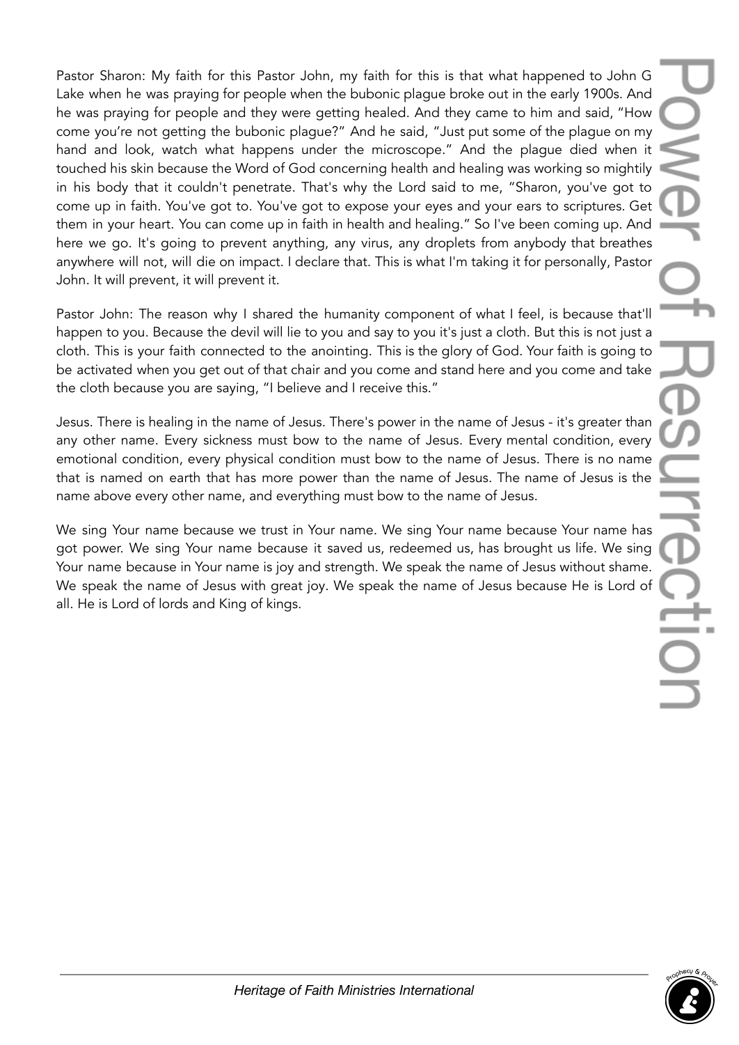Pastor Sharon: My faith for this Pastor John, my faith for this is that what happened to John G Lake when he was praying for people when the bubonic plague broke out in the early 1900s. And he was praying for people and they were getting healed. And they came to him and said, "How come you're not getting the bubonic plague?" And he said, "Just put some of the plague on my hand and look, watch what happens under the microscope." And the plague died when it touched his skin because the Word of God concerning health and healing was working so mightily in his body that it couldn't penetrate. That's why the Lord said to me, "Sharon, you've got to come up in faith. You've got to. You've got to expose your eyes and your ears to scriptures. Get them in your heart. You can come up in faith in health and healing." So I've been coming up. And here we go. It's going to prevent anything, any virus, any droplets from anybody that breathes anywhere will not, will die on impact. I declare that. This is what I'm taking it for personally, Pastor John. It will prevent, it will prevent it.

Pastor John: The reason why I shared the humanity component of what I feel, is because that'll happen to you. Because the devil will lie to you and say to you it's just a cloth. But this is not just a cloth. This is your faith connected to the anointing. This is the glory of God. Your faith is going to be activated when you get out of that chair and you come and stand here and you come and take the cloth because you are saying, "I believe and I receive this."

Jesus. There is healing in the name of Jesus. There's power in the name of Jesus - it's greater than any other name. Every sickness must bow to the name of Jesus. Every mental condition, every emotional condition, every physical condition must bow to the name of Jesus. There is no name that is named on earth that has more power than the name of Jesus. The name of Jesus is the name above every other name, and everything must bow to the name of Jesus.

We sing Your name because we trust in Your name. We sing Your name because Your name has got power. We sing Your name because it saved us, redeemed us, has brought us life. We sing Your name because in Your name is joy and strength. We speak the name of Jesus without shame. We speak the name of Jesus with great joy. We speak the name of Jesus because He is Lord of all. He is Lord of lords and King of kings.